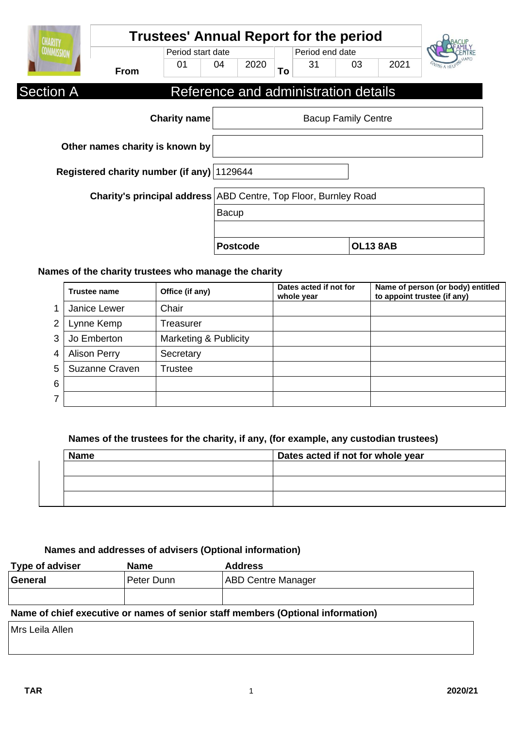# Trustees' Annual Report for the period

| | Period start date | | | | Period end date | | |
|---|---|---|---|---|---|---|---|
| From | 01 | 04 | 2020 | To | 31 | 03 | 2021 |

## Section A Reference and administration details

| | |
|---|---|
| **Charity name** | Bacup Family Centre |
| **Other names charity is known by** | |
| **Registered charity number (if any)** | 1129644 |
| **Charity's principal address** | ABD Centre, Top Floor, Burnley Road |
| | Bacup |
| | |
| **Postcode** | **OL13 8AB** |

### Names of the charity trustees who manage the charity

| | Trustee name | Office (if any) | Dates acted if not for whole year | Name of person (or body) entitled to appoint trustee (if any) |
|---|---|---|---|---|
| 1 | Janice Lewer | Chair | | |
| 2 | Lynne Kemp | Treasurer | | |
| 3 | Jo Emberton | Marketing & Publicity | | |
| 4 | Alison Perry | Secretary | | |
| 5 | Suzanne Craven | Trustee | | |
| 6 | | | | |
| 7 | | | | |

### Names of the trustees for the charity, if any, (for example, any custodian trustees)

| Name | Dates acted if not for whole year |
|---|---|
| | |
| | |
| | |

### Names and addresses of advisers (Optional information)

| Type of adviser | Name | Address |
|---|---|---|
| **General** | Peter Dunn | ABD Centre Manager |
| | | |

### Name of chief executive or names of senior staff members (Optional information)

Mrs Leila Allen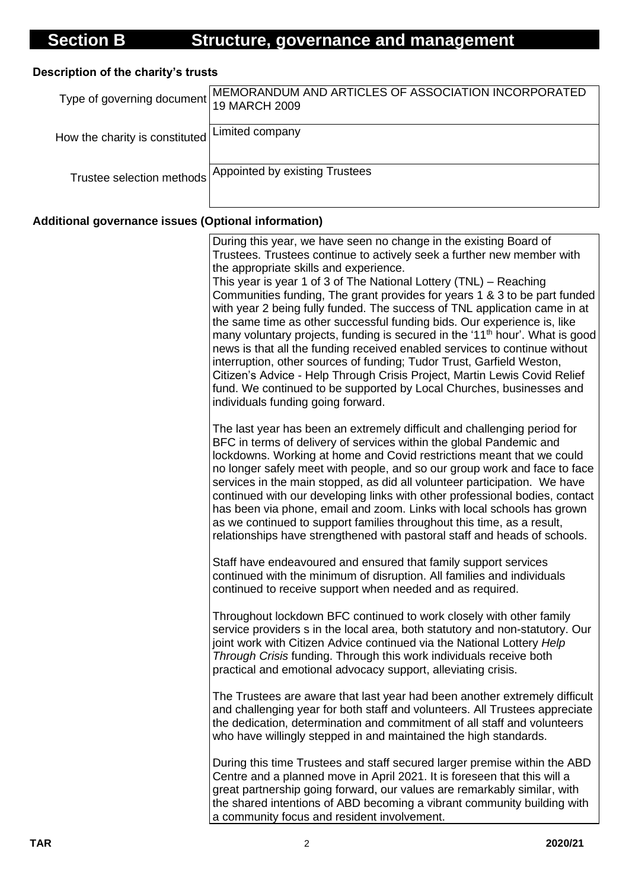# Section B Structure, governance and management

### Description of the charity's trusts

| | |
|---|---|
| Type of governing document | MEMORANDUM AND ARTICLES OF ASSOCIATION INCORPORATED 19 MARCH 2009 |
| How the charity is constituted | Limited company |
| Trustee selection methods | Appointed by existing Trustees |

### Additional governance issues (Optional information)

During this year, we have seen no change in the existing Board of Trustees. Trustees continue to actively seek a further new member with the appropriate skills and experience.

This year is year 1 of 3 of The National Lottery (TNL) – Reaching Communities funding, The grant provides for years 1 & 3 to be part funded with year 2 being fully funded. The success of TNL application came in at the same time as other successful funding bids. Our experience is, like many voluntary projects, funding is secured in the '11th hour'. What is good news is that all the funding received enabled services to continue without interruption, other sources of funding; Tudor Trust, Garfield Weston, Citizen's Advice - Help Through Crisis Project, Martin Lewis Covid Relief fund. We continued to be supported by Local Churches, businesses and individuals funding going forward.

The last year has been an extremely difficult and challenging period for BFC in terms of delivery of services within the global Pandemic and lockdowns. Working at home and Covid restrictions meant that we could no longer safely meet with people, and so our group work and face to face services in the main stopped, as did all volunteer participation. We have continued with our developing links with other professional bodies, contact has been via phone, email and zoom. Links with local schools has grown as we continued to support families throughout this time, as a result, relationships have strengthened with pastoral staff and heads of schools.

Staff have endeavoured and ensured that family support services continued with the minimum of disruption. All families and individuals continued to receive support when needed and as required.

Throughout lockdown BFC continued to work closely with other family service providers s in the local area, both statutory and non-statutory. Our joint work with Citizen Advice continued via the National Lottery *Help Through Crisis* funding. Through this work individuals receive both practical and emotional advocacy support, alleviating crisis.

The Trustees are aware that last year had been another extremely difficult and challenging year for both staff and volunteers. All Trustees appreciate the dedication, determination and commitment of all staff and volunteers who have willingly stepped in and maintained the high standards.

During this time Trustees and staff secured larger premise within the ABD Centre and a planned move in April 2021. It is foreseen that this will a great partnership going forward, our values are remarkably similar, with the shared intentions of ABD becoming a vibrant community building with a community focus and resident involvement.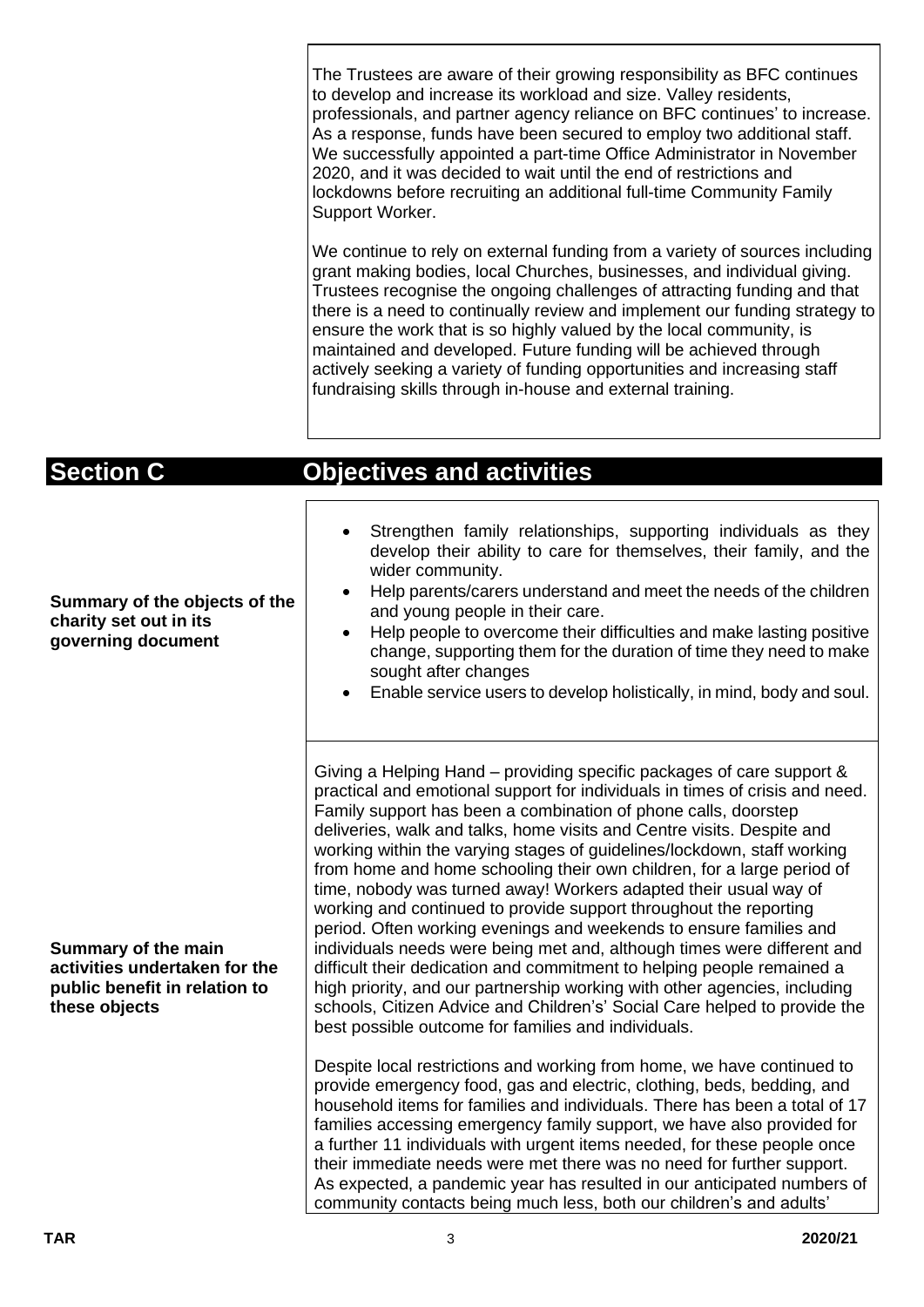The Trustees are aware of their growing responsibility as BFC continues to develop and increase its workload and size. Valley residents, professionals, and partner agency reliance on BFC continues' to increase. As a response, funds have been secured to employ two additional staff. We successfully appointed a part-time Office Administrator in November 2020, and it was decided to wait until the end of restrictions and lockdowns before recruiting an additional full-time Community Family Support Worker.

We continue to rely on external funding from a variety of sources including grant making bodies, local Churches, businesses, and individual giving. Trustees recognise the ongoing challenges of attracting funding and that there is a need to continually review and implement our funding strategy to ensure the work that is so highly valued by the local community, is maintained and developed. Future funding will be achieved through actively seeking a variety of funding opportunities and increasing staff fundraising skills through in-house and external training.

## Section C Objectives and activities

**Summary of the objects of the charity set out in its governing document**

- Strengthen family relationships, supporting individuals as they develop their ability to care for themselves, their family, and the wider community.
- Help parents/carers understand and meet the needs of the children and young people in their care.
- Help people to overcome their difficulties and make lasting positive change, supporting them for the duration of time they need to make sought after changes
- Enable service users to develop holistically, in mind, body and soul.

**Summary of the main activities undertaken for the public benefit in relation to these objects**

Giving a Helping Hand – providing specific packages of care support & practical and emotional support for individuals in times of crisis and need. Family support has been a combination of phone calls, doorstep deliveries, walk and talks, home visits and Centre visits. Despite and working within the varying stages of guidelines/lockdown, staff working from home and home schooling their own children, for a large period of time, nobody was turned away! Workers adapted their usual way of working and continued to provide support throughout the reporting period. Often working evenings and weekends to ensure families and individuals needs were being met and, although times were different and difficult their dedication and commitment to helping people remained a high priority, and our partnership working with other agencies, including schools, Citizen Advice and Childrens' Social Care helped to provide the best possible outcome for families and individuals.

Despite local restrictions and working from home, we have continued to provide emergency food, gas and electric, clothing, beds, bedding, and household items for families and individuals. There has been a total of 17 families accessing emergency family support, we have also provided for a further 11 individuals with urgent items needed, for these people once their immediate needs were met there was no need for further support. As expected, a pandemic year has resulted in our anticipated numbers of community contacts being much less, both our children's and adults'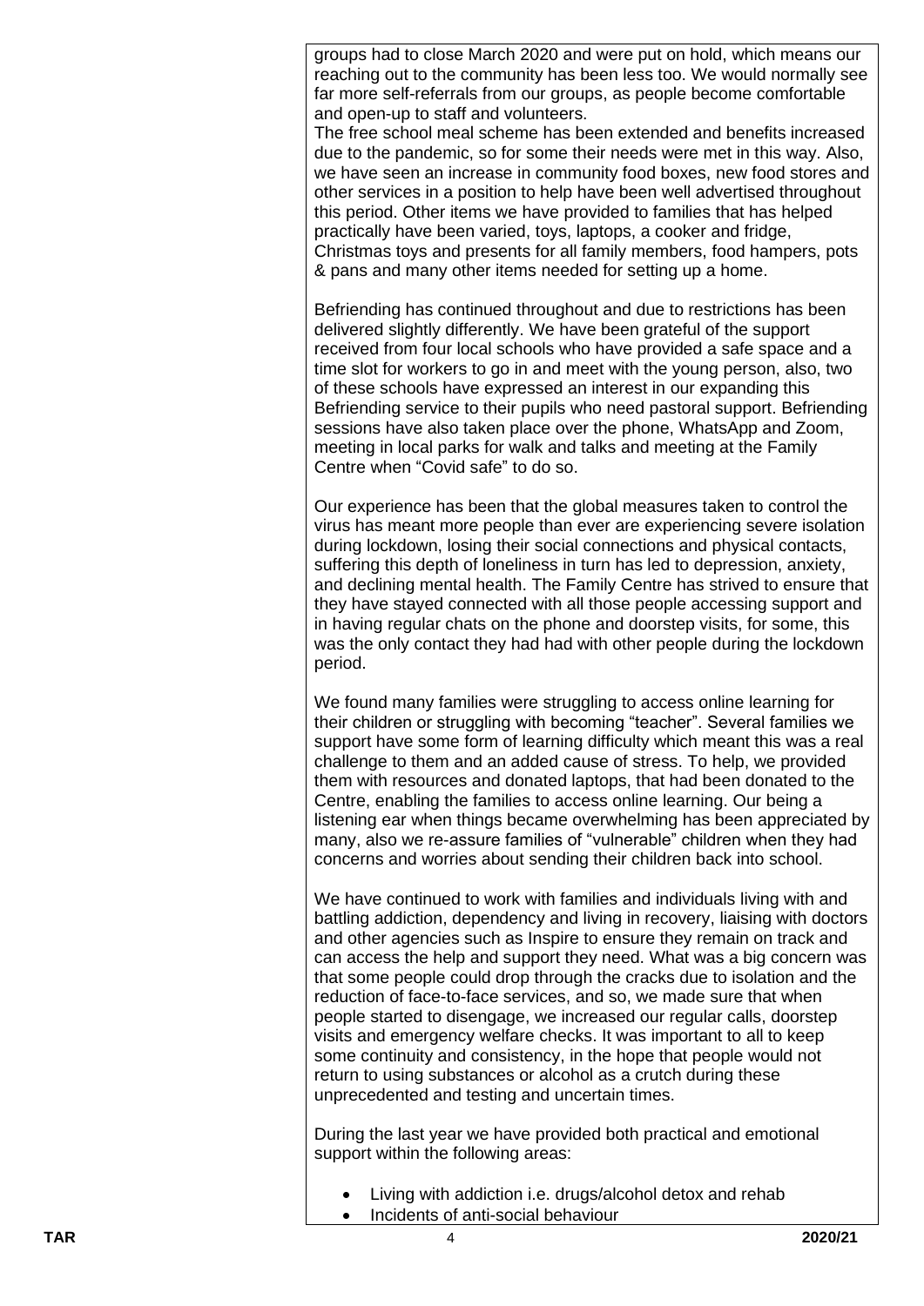groups had to close March 2020 and were put on hold, which means our reaching out to the community has been less too. We would normally see far more self-referrals from our groups, as people become comfortable and open-up to staff and volunteers.

The free school meal scheme has been extended and benefits increased due to the pandemic, so for some their needs were met in this way. Also, we have seen an increase in community food boxes, new food stores and other services in a position to help have been well advertised throughout this period. Other items we have provided to families that has helped practically have been varied, toys, laptops, a cooker and fridge, Christmas toys and presents for all family members, food hampers, pots & pans and many other items needed for setting up a home.

Befriending has continued throughout and due to restrictions has been delivered slightly differently. We have been grateful of the support received from four local schools who have provided a safe space and a time slot for workers to go in and meet with the young person, also, two of these schools have expressed an interest in our expanding this Befriending service to their pupils who need pastoral support. Befriending sessions have also taken place over the phone, WhatsApp and Zoom, meeting in local parks for walk and talks and meeting at the Family Centre when "Covid safe" to do so.

Our experience has been that the global measures taken to control the virus has meant more people than ever are experiencing severe isolation during lockdown, losing their social connections and physical contacts, suffering this depth of loneliness in turn has led to depression, anxiety, and declining mental health. The Family Centre has strived to ensure that they have stayed connected with all those people accessing support and in having regular chats on the phone and doorstep visits, for some, this was the only contact they had had with other people during the lockdown period.

We found many families were struggling to access online learning for their children or struggling with becoming "teacher". Several families we support have some form of learning difficulty which meant this was a real challenge to them and an added cause of stress. To help, we provided them with resources and donated laptops, that had been donated to the Centre, enabling the families to access online learning. Our being a listening ear when things became overwhelming has been appreciated by many, also we re-assure families of "vulnerable" children when they had concerns and worries about sending their children back into school.

We have continued to work with families and individuals living with and battling addiction, dependency and living in recovery, liaising with doctors and other agencies such as Inspire to ensure they remain on track and can access the help and support they need. What was a big concern was that some people could drop through the cracks due to isolation and the reduction of face-to-face services, and so, we made sure that when people started to disengage, we increased our regular calls, doorstep visits and emergency welfare checks. It was important to all to keep some continuity and consistency, in the hope that people would not return to using substances or alcohol as a crutch during these unprecedented and testing and uncertain times.

During the last year we have provided both practical and emotional support within the following areas:

- Living with addiction i.e. drugs/alcohol detox and rehab
- Incidents of anti-social behaviour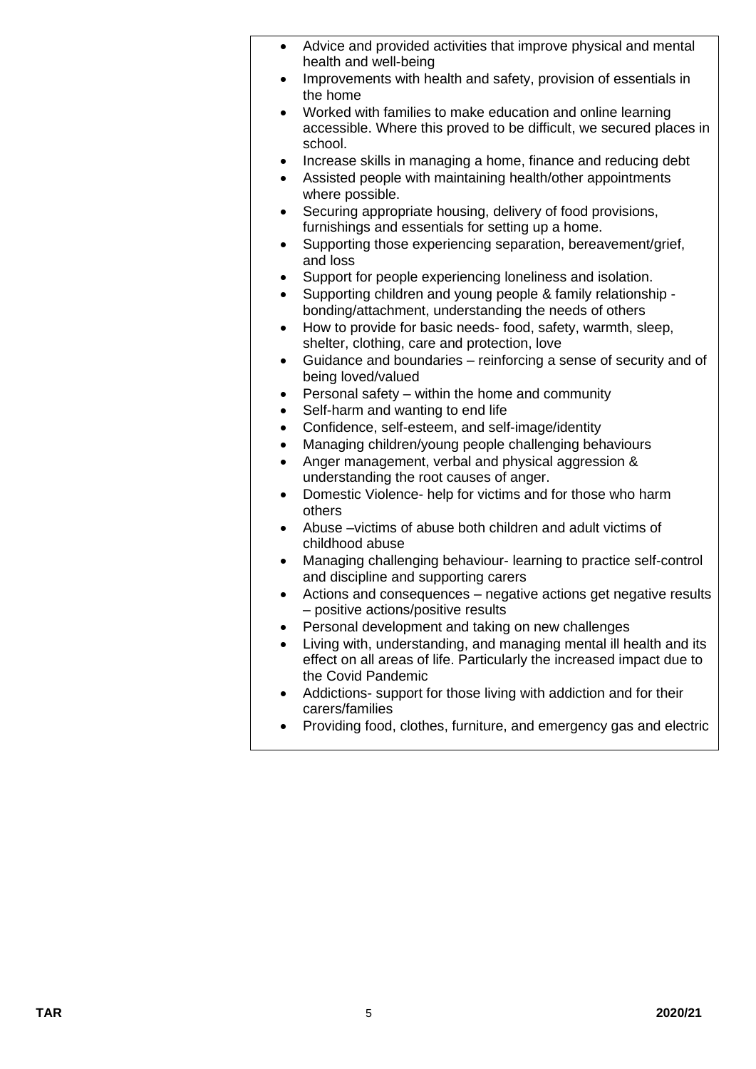- Advice and provided activities that improve physical and mental health and well-being
- Improvements with health and safety, provision of essentials in the home
- Worked with families to make education and online learning accessible. Where this proved to be difficult, we secured places in school.
- Increase skills in managing a home, finance and reducing debt
- Assisted people with maintaining health/other appointments where possible.
- Securing appropriate housing, delivery of food provisions, furnishings and essentials for setting up a home.
- Supporting those experiencing separation, bereavement/grief, and loss
- Support for people experiencing loneliness and isolation.
- Supporting children and young people & family relationship - bonding/attachment, understanding the needs of others
- How to provide for basic needs- food, safety, warmth, sleep, shelter, clothing, care and protection, love
- Guidance and boundaries – reinforcing a sense of security and of being loved/valued
- Personal safety – within the home and community
- Self-harm and wanting to end life
- Confidence, self-esteem, and self-image/identity
- Managing children/young people challenging behaviours
- Anger management, verbal and physical aggression & understanding the root causes of anger.
- Domestic Violence- help for victims and for those who harm others
- Abuse –victims of abuse both children and adult victims of childhood abuse
- Managing challenging behaviour- learning to practice self-control and discipline and supporting carers
- Actions and consequences – negative actions get negative results – positive actions/positive results
- Personal development and taking on new challenges
- Living with, understanding, and managing mental ill health and its effect on all areas of life. Particularly the increased impact due to the Covid Pandemic
- Addictions- support for those living with addiction and for their carers/families
- Providing food, clothes, furniture, and emergency gas and electric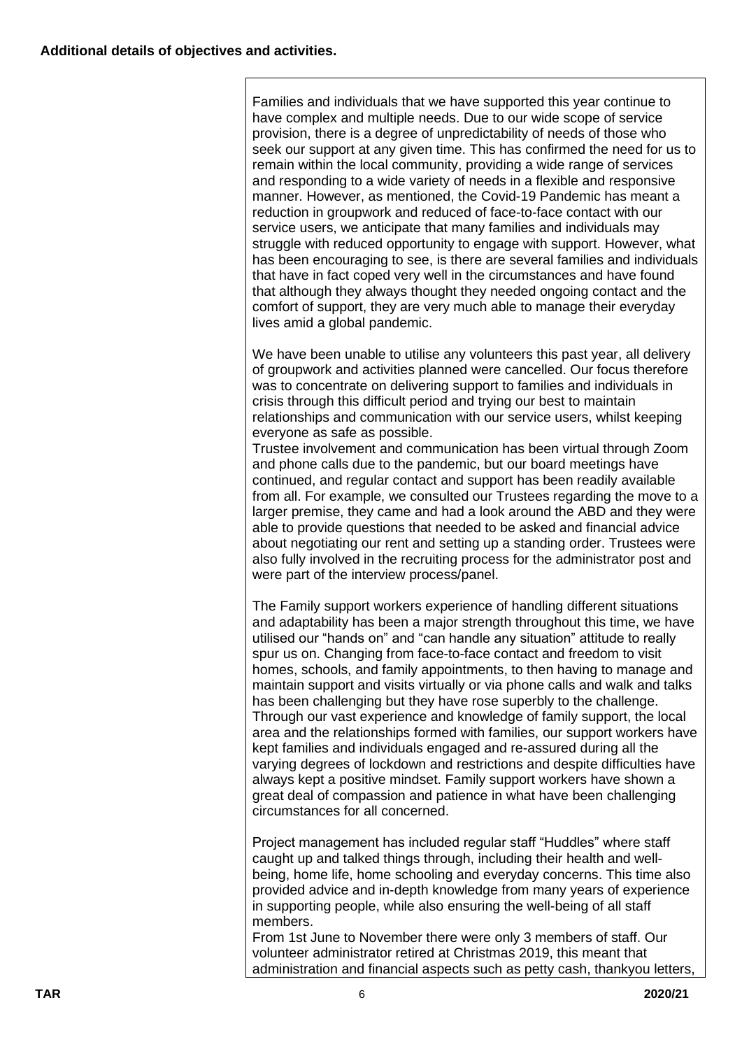**Additional details of objectives and activities.**

Families and individuals that we have supported this year continue to have complex and multiple needs. Due to our wide scope of service provision, there is a degree of unpredictability of needs of those who seek our support at any given time. This has confirmed the need for us to remain within the local community, providing a wide range of services and responding to a wide variety of needs in a flexible and responsive manner. However, as mentioned, the Covid-19 Pandemic has meant a reduction in groupwork and reduced of face-to-face contact with our service users, we anticipate that many families and individuals may struggle with reduced opportunity to engage with support. However, what has been encouraging to see, is there are several families and individuals that have in fact coped very well in the circumstances and have found that although they always thought they needed ongoing contact and the comfort of support, they are very much able to manage their everyday lives amid a global pandemic.

We have been unable to utilise any volunteers this past year, all delivery of groupwork and activities planned were cancelled. Our focus therefore was to concentrate on delivering support to families and individuals in crisis through this difficult period and trying our best to maintain relationships and communication with our service users, whilst keeping everyone as safe as possible.
Trustee involvement and communication has been virtual through Zoom and phone calls due to the pandemic, but our board meetings have continued, and regular contact and support has been readily available from all. For example, we consulted our Trustees regarding the move to a larger premise, they came and had a look around the ABD and they were able to provide questions that needed to be asked and financial advice about negotiating our rent and setting up a standing order. Trustees were also fully involved in the recruiting process for the administrator post and were part of the interview process/panel.

The Family support workers experience of handling different situations and adaptability has been a major strength throughout this time, we have utilised our "hands on" and "can handle any situation" attitude to really spur us on. Changing from face-to-face contact and freedom to visit homes, schools, and family appointments, to then having to manage and maintain support and visits virtually or via phone calls and walk and talks has been challenging but they have rose superbly to the challenge. Through our vast experience and knowledge of family support, the local area and the relationships formed with families, our support workers have kept families and individuals engaged and re-assured during all the varying degrees of lockdown and restrictions and despite difficulties have always kept a positive mindset. Family support workers have shown a great deal of compassion and patience in what have been challenging circumstances for all concerned.

Project management has included regular staff "Huddles" where staff caught up and talked things through, including their health and well-being, home life, home schooling and everyday concerns. This time also provided advice and in-depth knowledge from many years of experience in supporting people, while also ensuring the well-being of all staff members.
From 1st June to November there were only 3 members of staff. Our volunteer administrator retired at Christmas 2019, this meant that administration and financial aspects such as petty cash, thankyou letters,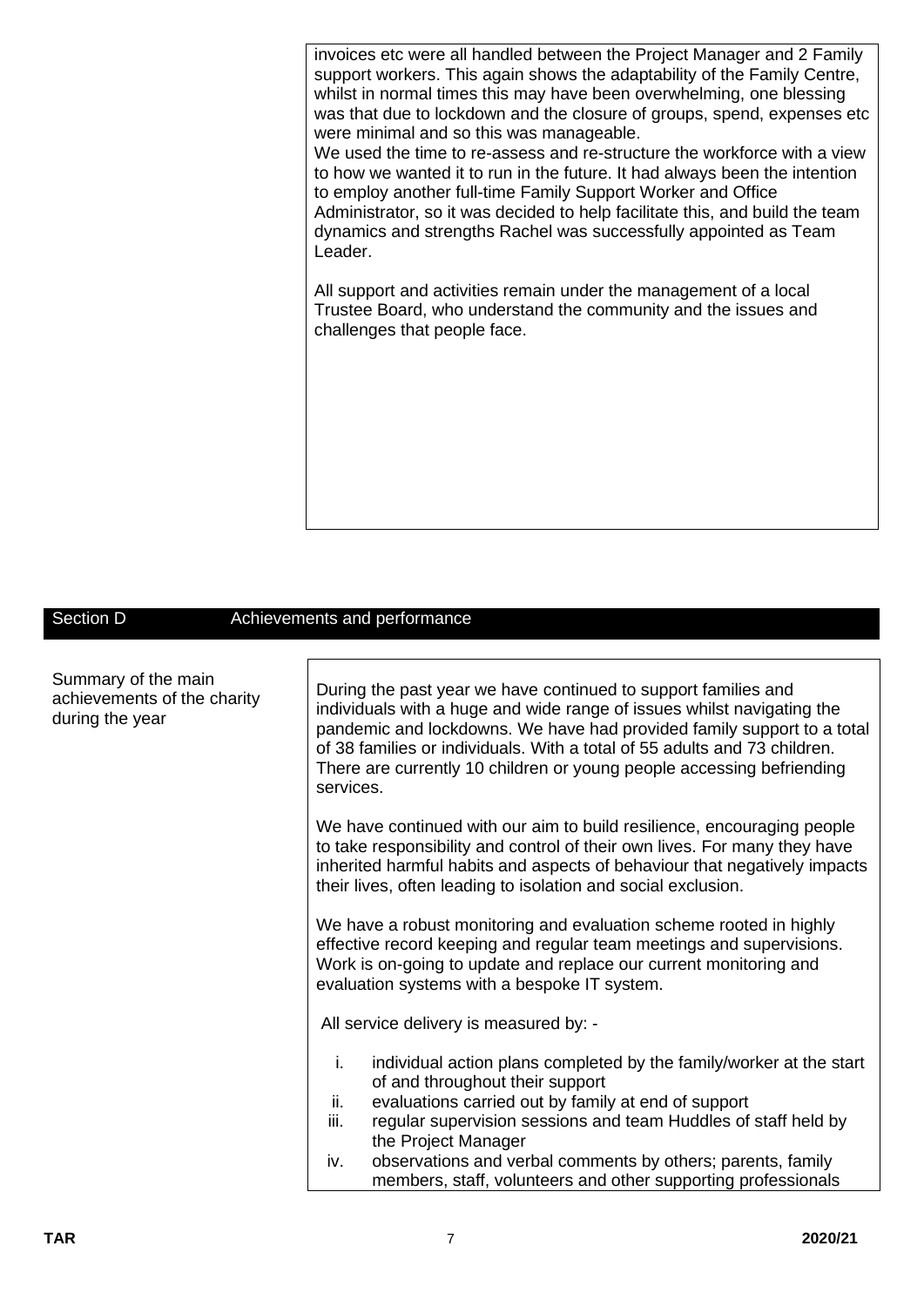invoices etc were all handled between the Project Manager and 2 Family support workers. This again shows the adaptability of the Family Centre, whilst in normal times this may have been overwhelming, one blessing was that due to lockdown and the closure of groups, spend, expenses etc were minimal and so this was manageable.
We used the time to re-assess and re-structure the workforce with a view to how we wanted it to run in the future. It had always been the intention to employ another full-time Family Support Worker and Office Administrator, so it was decided to help facilitate this, and build the team dynamics and strengths Rachel was successfully appointed as Team Leader.

All support and activities remain under the management of a local Trustee Board, who understand the community and the issues and challenges that people face.

## Section D Achievements and performance

**Summary of the main achievements of the charity during the year**

During the past year we have continued to support families and individuals with a huge and wide range of issues whilst navigating the pandemic and lockdowns. We have had provided family support to a total of 38 families or individuals. With a total of 55 adults and 73 children. There are currently 10 children or young people accessing befriending services.

We have continued with our aim to build resilience, encouraging people to take responsibility and control of their own lives. For many they have inherited harmful habits and aspects of behaviour that negatively impacts their lives, often leading to isolation and social exclusion.

We have a robust monitoring and evaluation scheme rooted in highly effective record keeping and regular team meetings and supervisions. Work is on-going to update and replace our current monitoring and evaluation systems with a bespoke IT system.

All service delivery is measured by: -

i. individual action plans completed by the family/worker at the start of and throughout their support
ii. evaluations carried out by family at end of support
iii. regular supervision sessions and team Huddles of staff held by the Project Manager
iv. observations and verbal comments by others; parents, family members, staff, volunteers and other supporting professionals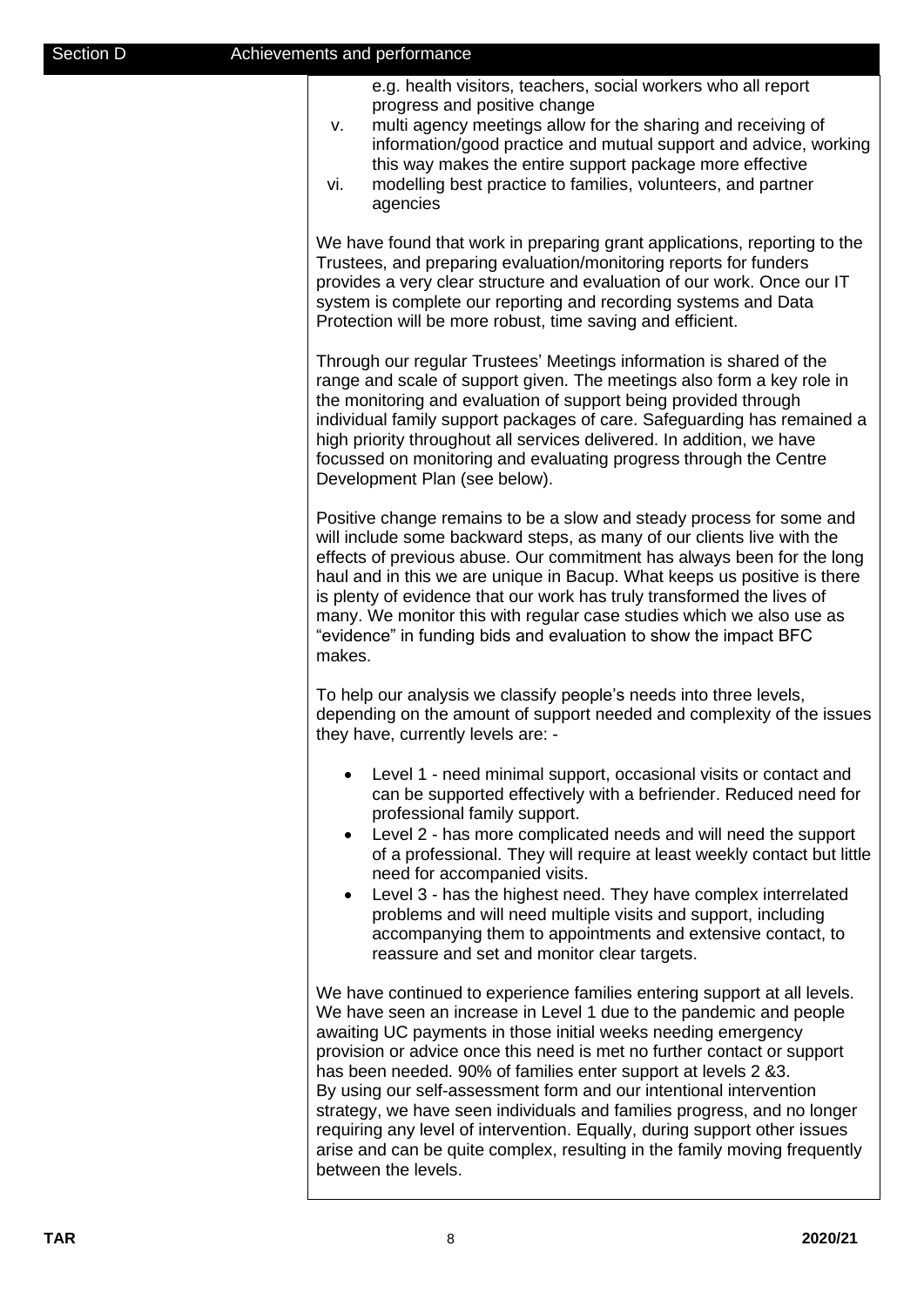## Section D Achievements and performance

e.g. health visitors, teachers, social workers who all report progress and positive change

v. multi agency meetings allow for the sharing and receiving of information/good practice and mutual support and advice, working this way makes the entire support package more effective

vi. modelling best practice to families, volunteers, and partner agencies

We have found that work in preparing grant applications, reporting to the Trustees, and preparing evaluation/monitoring reports for funders provides a very clear structure and evaluation of our work. Once our IT system is complete our reporting and recording systems and Data Protection will be more robust, time saving and efficient.

Through our regular Trustees' Meetings information is shared of the range and scale of support given. The meetings also form a key role in the monitoring and evaluation of support being provided through individual family support packages of care. Safeguarding has remained a high priority throughout all services delivered. In addition, we have focussed on monitoring and evaluating progress through the Centre Development Plan (see below).

Positive change remains to be a slow and steady process for some and will include some backward steps, as many of our clients live with the effects of previous abuse. Our commitment has always been for the long haul and in this we are unique in Bacup. What keeps us positive is there is plenty of evidence that our work has truly transformed the lives of many. We monitor this with regular case studies which we also use as "evidence" in funding bids and evaluation to show the impact BFC makes.

To help our analysis we classify people's needs into three levels, depending on the amount of support needed and complexity of the issues they have, currently levels are: -

- Level 1 - need minimal support, occasional visits or contact and can be supported effectively with a befriender. Reduced need for professional family support.
- Level 2 - has more complicated needs and will need the support of a professional. They will require at least weekly contact but little need for accompanied visits.
- Level 3 - has the highest need. They have complex interrelated problems and will need multiple visits and support, including accompanying them to appointments and extensive contact, to reassure and set and monitor clear targets.

We have continued to experience families entering support at all levels. We have seen an increase in Level 1 due to the pandemic and people awaiting UC payments in those initial weeks needing emergency provision or advice once this need is met no further contact or support has been needed. 90% of families enter support at levels 2 &3.
By using our self-assessment form and our intentional intervention strategy, we have seen individuals and families progress, and no longer requiring any level of intervention. Equally, during support other issues arise and can be quite complex, resulting in the family moving frequently between the levels.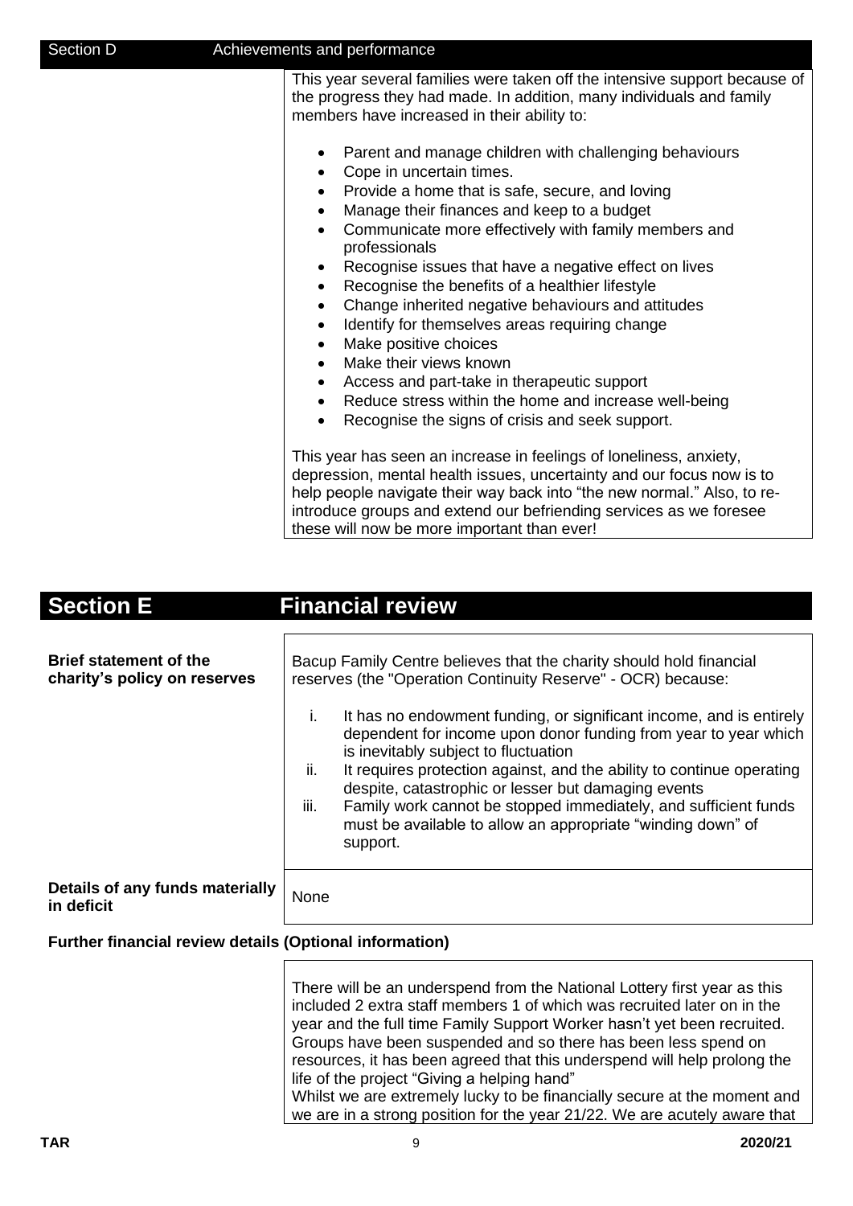## Section D Achievements and performance

This year several families were taken off the intensive support because of the progress they had made. In addition, many individuals and family members have increased in their ability to:

- Parent and manage children with challenging behaviours
- Cope in uncertain times.
- Provide a home that is safe, secure, and loving
- Manage their finances and keep to a budget
- Communicate more effectively with family members and professionals
- Recognise issues that have a negative effect on lives
- Recognise the benefits of a healthier lifestyle
- Change inherited negative behaviours and attitudes
- Identify for themselves areas requiring change
- Make positive choices
- Make their views known
- Access and part-take in therapeutic support
- Reduce stress within the home and increase well-being
- Recognise the signs of crisis and seek support.

This year has seen an increase in feelings of loneliness, anxiety, depression, mental health issues, uncertainty and our focus now is to help people navigate their way back into "the new normal." Also, to re-introduce groups and extend our befriending services as we foresee these will now be more important than ever!

## Section E Financial review

**Brief statement of the charity's policy on reserves**

Bacup Family Centre believes that the charity should hold financial reserves (the "Operation Continuity Reserve" - OCR) because:

i. It has no endowment funding, or significant income, and is entirely dependent for income upon donor funding from year to year which is inevitably subject to fluctuation
ii. It requires protection against, and the ability to continue operating despite, catastrophic or lesser but damaging events
iii. Family work cannot be stopped immediately, and sufficient funds must be available to allow an appropriate "winding down" of support.

**Details of any funds materially in deficit**

None

**Further financial review details (Optional information)**

There will be an underspend from the National Lottery first year as this included 2 extra staff members 1 of which was recruited later on in the year and the full time Family Support Worker hasn't yet been recruited. Groups have been suspended and so there has been less spend on resources, it has been agreed that this underspend will help prolong the life of the project "Giving a helping hand"
Whilst we are extremely lucky to be financially secure at the moment and we are in a strong position for the year 21/22. We are acutely aware that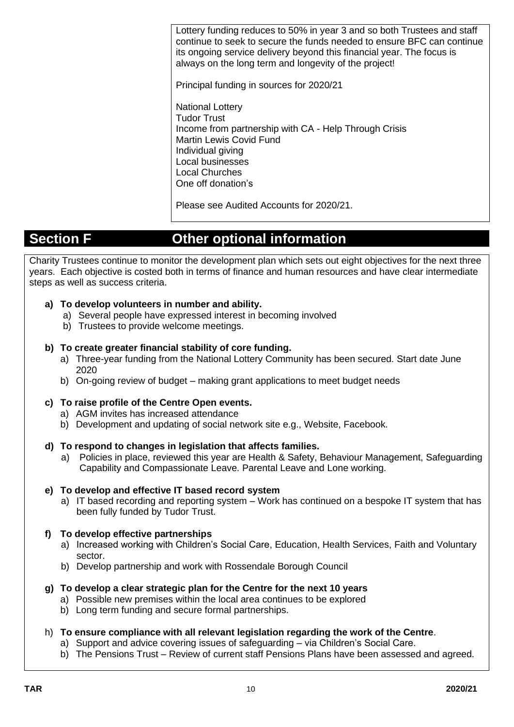Lottery funding reduces to 50% in year 3 and so both Trustees and staff continue to seek to secure the funds needed to ensure BFC can continue its ongoing service delivery beyond this financial year. The focus is always on the long term and longevity of the project!

Principal funding in sources for 2020/21

National Lottery
Tudor Trust
Income from partnership with CA - Help Through Crisis
Martin Lewis Covid Fund
Individual giving
Local businesses
Local Churches
One off donation's

Please see Audited Accounts for 2020/21.

## Section F Other optional information

Charity Trustees continue to monitor the development plan which sets out eight objectives for the next three years. Each objective is costed both in terms of finance and human resources and have clear intermediate steps as well as success criteria.

**a) To develop volunteers in number and ability.**

a) Several people have expressed interest in becoming involved
b) Trustees to provide welcome meetings.

**b) To create greater financial stability of core funding.**

a) Three-year funding from the National Lottery Community has been secured. Start date June 2020
b) On-going review of budget – making grant applications to meet budget needs

**c) To raise profile of the Centre Open events.**

a) AGM invites has increased attendance
b) Development and updating of social network site e.g., Website, Facebook.

**d) To respond to changes in legislation that affects families.**

a) Policies in place, reviewed this year are Health & Safety, Behaviour Management, Safeguarding Capability and Compassionate Leave. Parental Leave and Lone working.

**e) To develop and effective IT based record system**

a) IT based recording and reporting system – Work has continued on a bespoke IT system that has been fully funded by Tudor Trust.

**f) To develop effective partnerships**

a) Increased working with Children's Social Care, Education, Health Services, Faith and Voluntary sector.
b) Develop partnership and work with Rossendale Borough Council

**g) To develop a clear strategic plan for the Centre for the next 10 years**

a) Possible new premises within the local area continues to be explored
b) Long term funding and secure formal partnerships.

h) **To ensure compliance with all relevant legislation regarding the work of the Centre**.

a) Support and advice covering issues of safeguarding – via Children's Social Care.
b) The Pensions Trust – Review of current staff Pensions Plans have been assessed and agreed.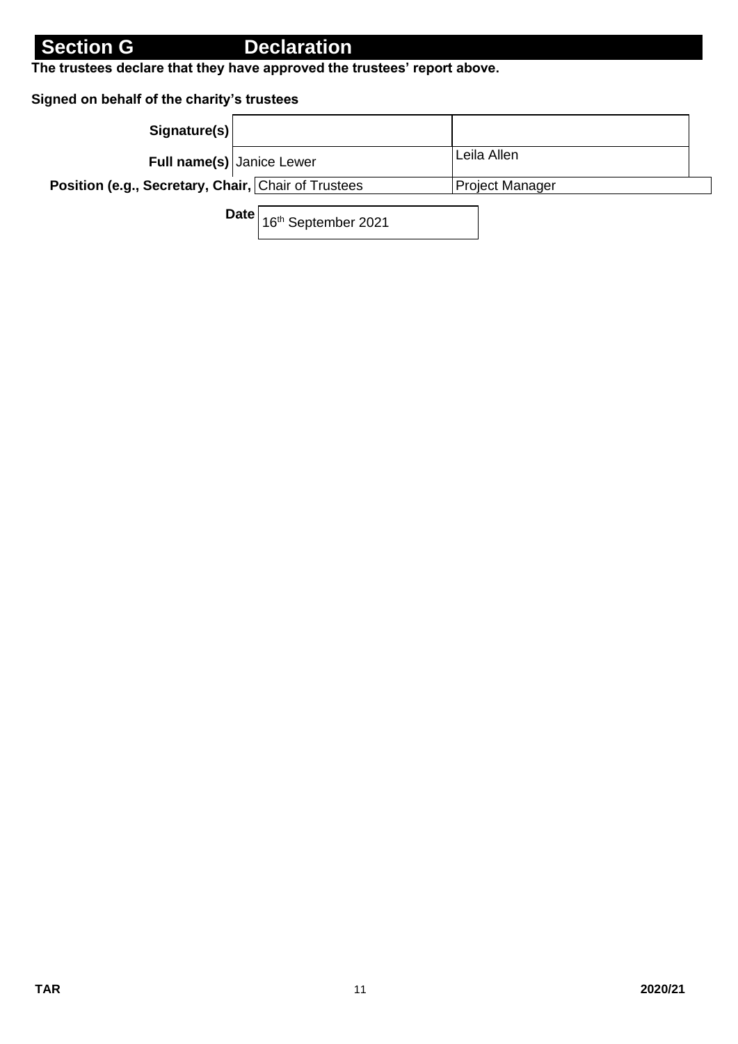## Section G Declaration

**The trustees declare that they have approved the trustees' report above.**

**Signed on behalf of the charity's trustees**

| | | |
|---|---|---|
| **Signature(s)** | | |
| **Full name(s)** | Janice Lewer | Leila Allen |
| **Position (e.g., Secretary, Chair,** | Chair of Trustees | Project Manager |
| **Date** | 16th September 2021 | |